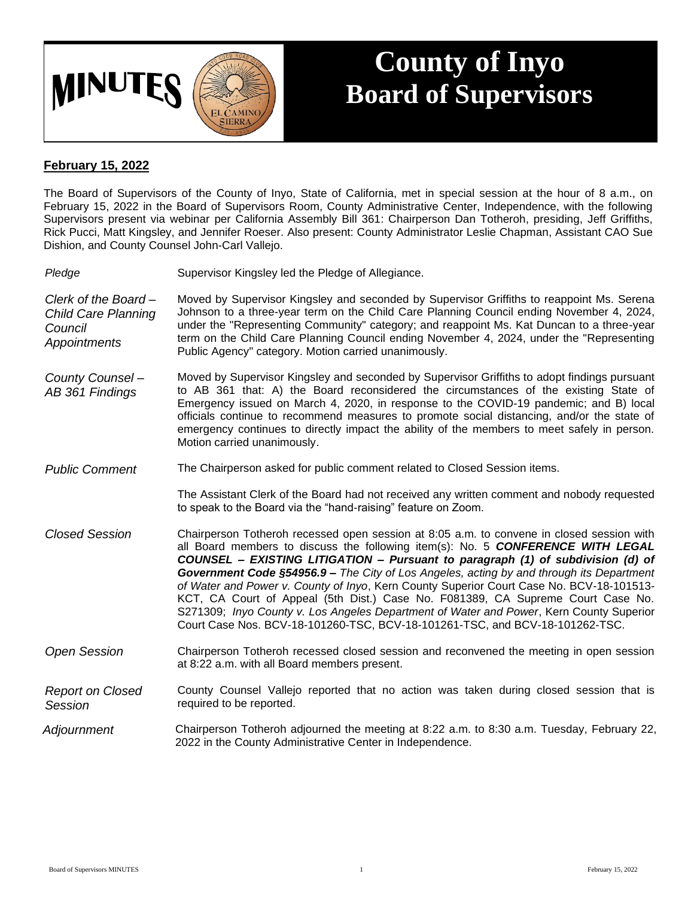# MINUTES

# County of Inyo Board of Supervisors

**February 15, 2022**

The Board of Supervisors of the County of Inyo, State of California, met in special session at the hour of 8 a.m., on February 15, 2022 in the Board of Supervisors Room, County Administrative Center, Independence, with the following Supervisors present via webinar per California Assembly Bill 361: Chairperson Dan Totheroh, presiding, Jeff Griffiths, Rick Pucci, Matt Kingsley, and Jennifer Roeser. Also present: County Administrator Leslie Chapman, Assistant CAO Sue Dishion, and County Counsel John-Carl Vallejo.

| | |
|---|---|
| *Pledge* | Supervisor Kingsley led the Pledge of Allegiance. |
| *Clerk of the Board – Child Care Planning Council Appointments* | Moved by Supervisor Kingsley and seconded by Supervisor Griffiths to reappoint Ms. Serena Johnson to a three-year term on the Child Care Planning Council ending November 4, 2024, under the "Representing Community" category; and reappoint Ms. Kat Duncan to a three-year term on the Child Care Planning Council ending November 4, 2024, under the "Representing Public Agency" category. Motion carried unanimously. |
| *County Counsel – AB 361 Findings* | Moved by Supervisor Kingsley and seconded by Supervisor Griffiths to adopt findings pursuant to AB 361 that: A) the Board reconsidered the circumstances of the existing State of Emergency issued on March 4, 2020, in response to the COVID-19 pandemic; and B) local officials continue to recommend measures to promote social distancing, and/or the state of emergency continues to directly impact the ability of the members to meet safely in person. Motion carried unanimously. |
| *Public Comment* | The Chairperson asked for public comment related to Closed Session items.<br><br>The Assistant Clerk of the Board had not received any written comment and nobody requested to speak to the Board via the "hand-raising" feature on Zoom. |
| *Closed Session* | Chairperson Totheroh recessed open session at 8:05 a.m. to convene in closed session with all Board members to discuss the following item(s): No. 5 ***CONFERENCE WITH LEGAL COUNSEL – EXISTING LITIGATION – Pursuant to paragraph (1) of subdivision (d) of Government Code §54956.9 –*** *The City of Los Angeles, acting by and through its Department of Water and Power v. County of Inyo*, Kern County Superior Court Case No. BCV-18-101513-KCT, CA Court of Appeal (5th Dist.) Case No. F081389, CA Supreme Court Case No. S271309; *Inyo County v. Los Angeles Department of Water and Power*, Kern County Superior Court Case Nos. BCV-18-101260-TSC, BCV-18-101261-TSC, and BCV-18-101262-TSC. |
| *Open Session* | Chairperson Totheroh recessed closed session and reconvened the meeting in open session at 8:22 a.m. with all Board members present. |
| *Report on Closed Session* | County Counsel Vallejo reported that no action was taken during closed session that is required to be reported. |
| *Adjournment* | Chairperson Totheroh adjourned the meeting at 8:22 a.m. to 8:30 a.m. Tuesday, February 22, 2022 in the County Administrative Center in Independence. |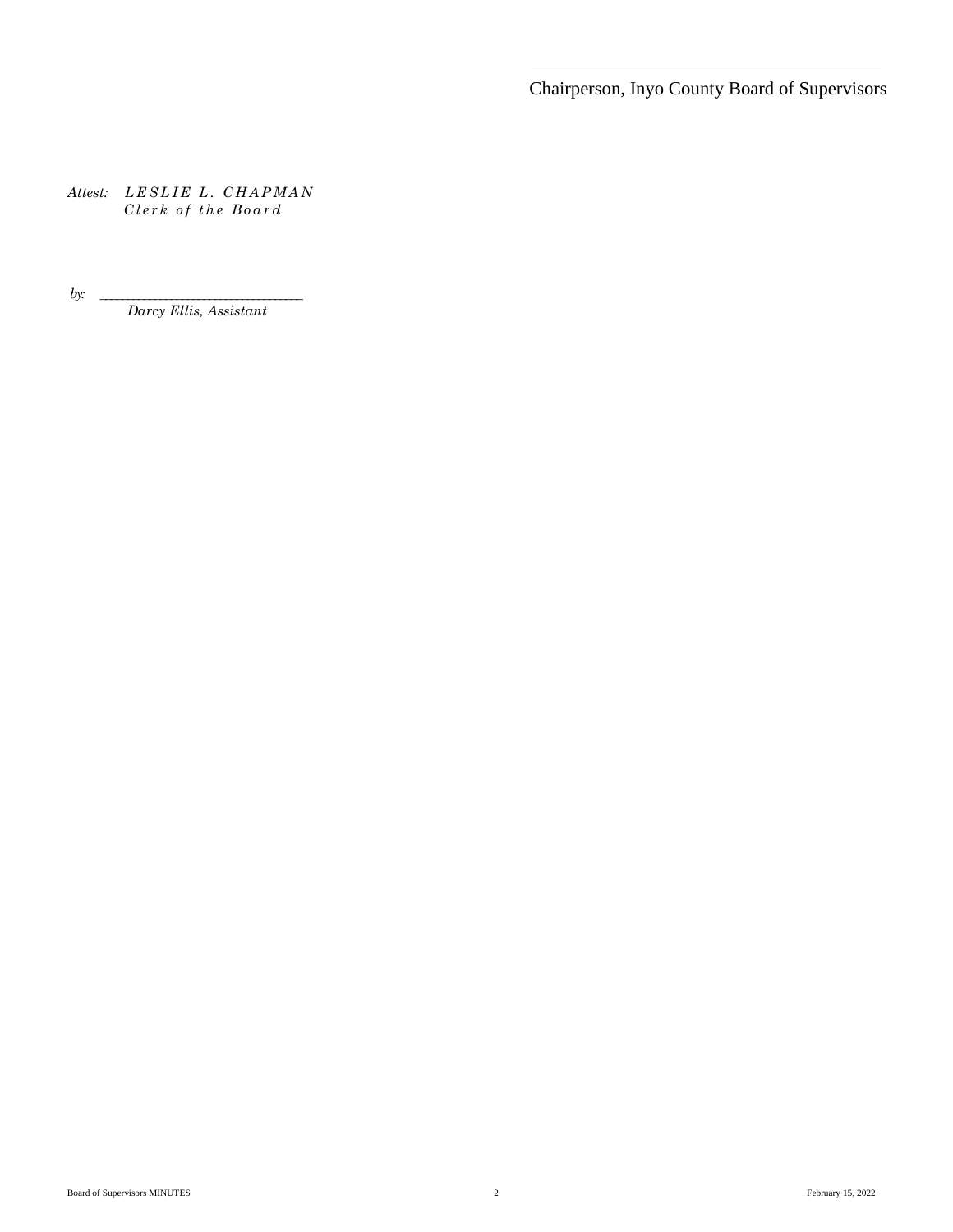\_\_\_\_\_\_\_\_\_\_\_\_\_\_\_\_\_\_\_\_\_\_\_\_\_\_\_\_\_\_\_\_\_\_\_\_\_\_\_\_

Chairperson, Inyo County Board of Supervisors

*Attest:* *LESLIE L. CHAPMAN*
*Clerk of the Board*

*by:* \_\_\_\_\_\_\_\_\_\_\_\_\_\_\_\_\_\_\_\_\_\_\_\_\_\_\_\_\_\_\_\_
*Darcy Ellis, Assistant*